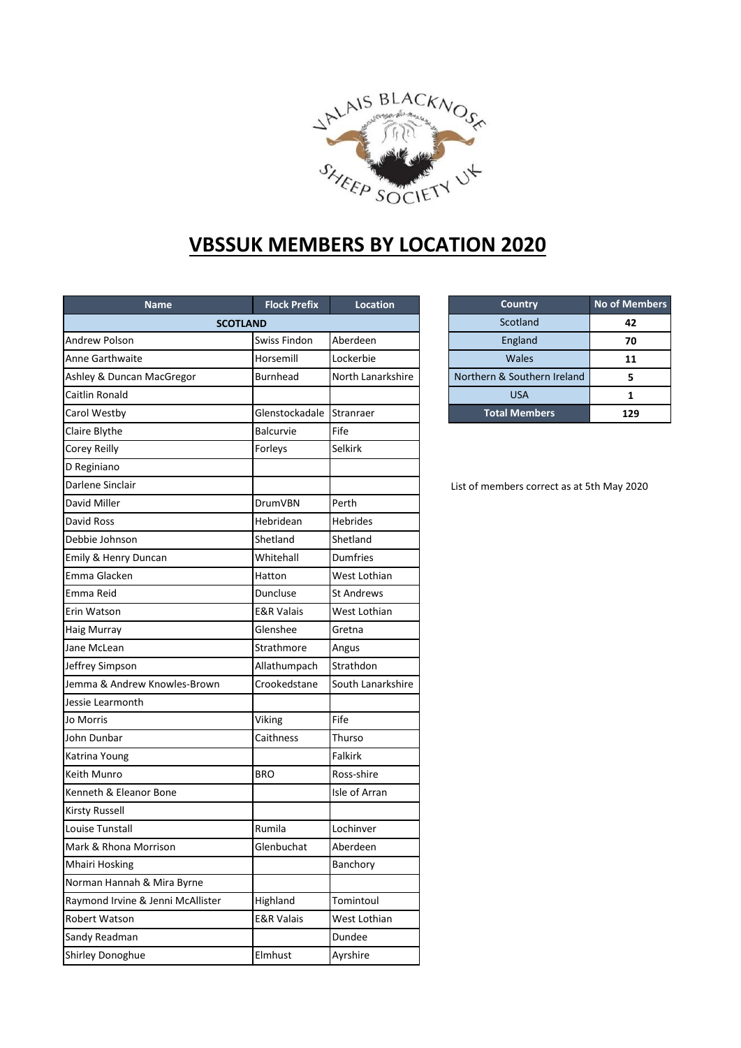# VBSSUK MEMBERS BY LOCATION 2020

| Name | Flock Prefix | Location |
|---|---|---|
| **SCOTLAND** | | |
| Andrew Polson | Swiss Findon | Aberdeen |
| Anne Garthwaite | Horsemill | Lockerbie |
| Ashley & Duncan MacGregor | Burnhead | North Lanarkshire |
| Caitlin Ronald | | |
| Carol Westby | Glenstockadale | Stranraer |
| Claire Blythe | Balcurvie | Fife |
| Corey Reilly | Forleys | Selkirk |
| D Reginiano | | |
| Darlene Sinclair | | |
| David Miller | DrumVBN | Perth |
| David Ross | Hebridean | Hebrides |
| Debbie Johnson | Shetland | Shetland |
| Emily & Henry Duncan | Whitehall | Dumfries |
| Emma Glacken | Hatton | West Lothian |
| Emma Reid | Duncluse | St Andrews |
| Erin Watson | E&R Valais | West Lothian |
| Haig Murray | Glenshee | Gretna |
| Jane McLean | Strathmore | Angus |
| Jeffrey Simpson | Allathumpach | Strathdon |
| Jemma & Andrew Knowles-Brown | Crookedstane | South Lanarkshire |
| Jessie Learmonth | | |
| Jo Morris | Viking | Fife |
| John Dunbar | Caithness | Thurso |
| Katrina Young | | Falkirk |
| Keith Munro | BRO | Ross-shire |
| Kenneth & Eleanor Bone | | Isle of Arran |
| Kirsty Russell | | |
| Louise Tunstall | Rumila | Lochinver |
| Mark & Rhona Morrison | Glenbuchat | Aberdeen |
| Mhairi Hosking | | Banchory |
| Norman Hannah & Mira Byrne | | |
| Raymond Irvine & Jenni McAllister | Highland | Tomintoul |
| Robert Watson | E&R Valais | West Lothian |
| Sandy Readman | | Dundee |
| Shirley Donoghue | Elmhust | Ayrshire |

| Country | No of Members |
|---|---|
| Scotland | **42** |
| England | **70** |
| Wales | **11** |
| Northern & Southern Ireland | **5** |
| USA | **1** |
| **Total Members** | **129** |

List of members correct as at 5th May 2020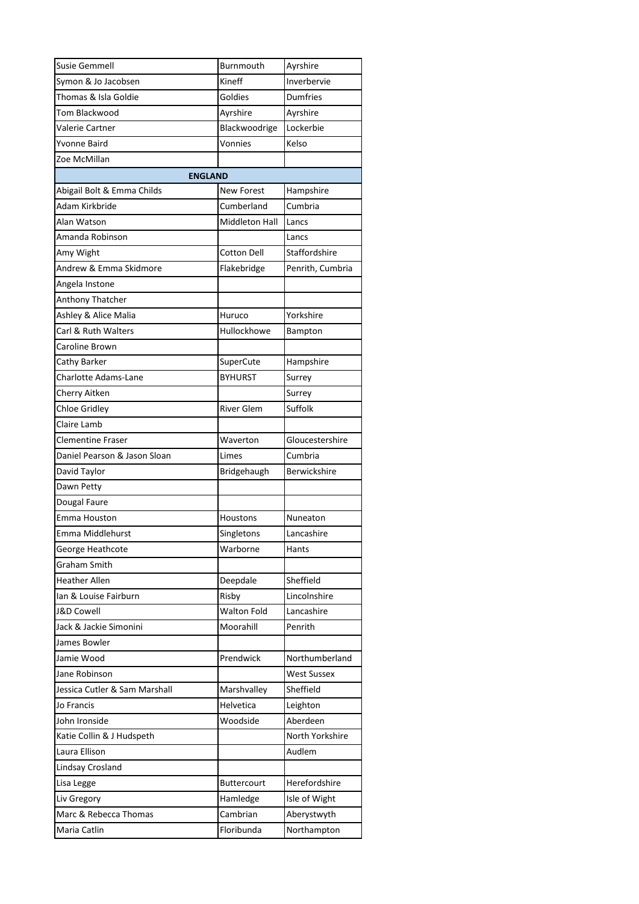| | | |
|---|---|---|
| Susie Gemmell | Burnmouth | Ayrshire |
| Symon & Jo Jacobsen | Kineff | Inverbervie |
| Thomas & Isla Goldie | Goldies | Dumfries |
| Tom Blackwood | Ayrshire | Ayrshire |
| Valerie Cartner | Blackwoodrige | Lockerbie |
| Yvonne Baird | Vonnies | Kelso |
| Zoe McMillan | | |
| **ENGLAND** | | |
| Abigail Bolt & Emma Childs | New Forest | Hampshire |
| Adam Kirkbride | Cumberland | Cumbria |
| Alan Watson | Middleton Hall | Lancs |
| Amanda Robinson | | Lancs |
| Amy Wight | Cotton Dell | Staffordshire |
| Andrew & Emma Skidmore | Flakebridge | Penrith, Cumbria |
| Angela Instone | | |
| Anthony Thatcher | | |
| Ashley & Alice Malia | Huruco | Yorkshire |
| Carl & Ruth Walters | Hullockhowe | Bampton |
| Caroline Brown | | |
| Cathy Barker | SuperCute | Hampshire |
| Charlotte Adams-Lane | BYHURST | Surrey |
| Cherry Aitken | | Surrey |
| Chloe Gridley | River Glem | Suffolk |
| Claire Lamb | | |
| Clementine Fraser | Waverton | Gloucestershire |
| Daniel Pearson & Jason Sloan | Limes | Cumbria |
| David Taylor | Bridgehaugh | Berwickshire |
| Dawn Petty | | |
| Dougal Faure | | |
| Emma Houston | Houstons | Nuneaton |
| Emma Middlehurst | Singletons | Lancashire |
| George Heathcote | Warborne | Hants |
| Graham Smith | | |
| Heather Allen | Deepdale | Sheffield |
| Ian & Louise Fairburn | Risby | Lincolnshire |
| J&D Cowell | Walton Fold | Lancashire |
| Jack & Jackie Simonini | Moorahill | Penrith |
| James Bowler | | |
| Jamie Wood | Prendwick | Northumberland |
| Jane Robinson | | West Sussex |
| Jessica Cutler & Sam Marshall | Marshvalley | Sheffield |
| Jo Francis | Helvetica | Leighton |
| John Ironside | Woodside | Aberdeen |
| Katie Collin & J Hudspeth | | North Yorkshire |
| Laura Ellison | | Audlem |
| Lindsay Crosland | | |
| Lisa Legge | Buttercourt | Herefordshire |
| Liv Gregory | Hamledge | Isle of Wight |
| Marc & Rebecca Thomas | Cambrian | Aberystwyth |
| Maria Catlin | Floribunda | Northampton |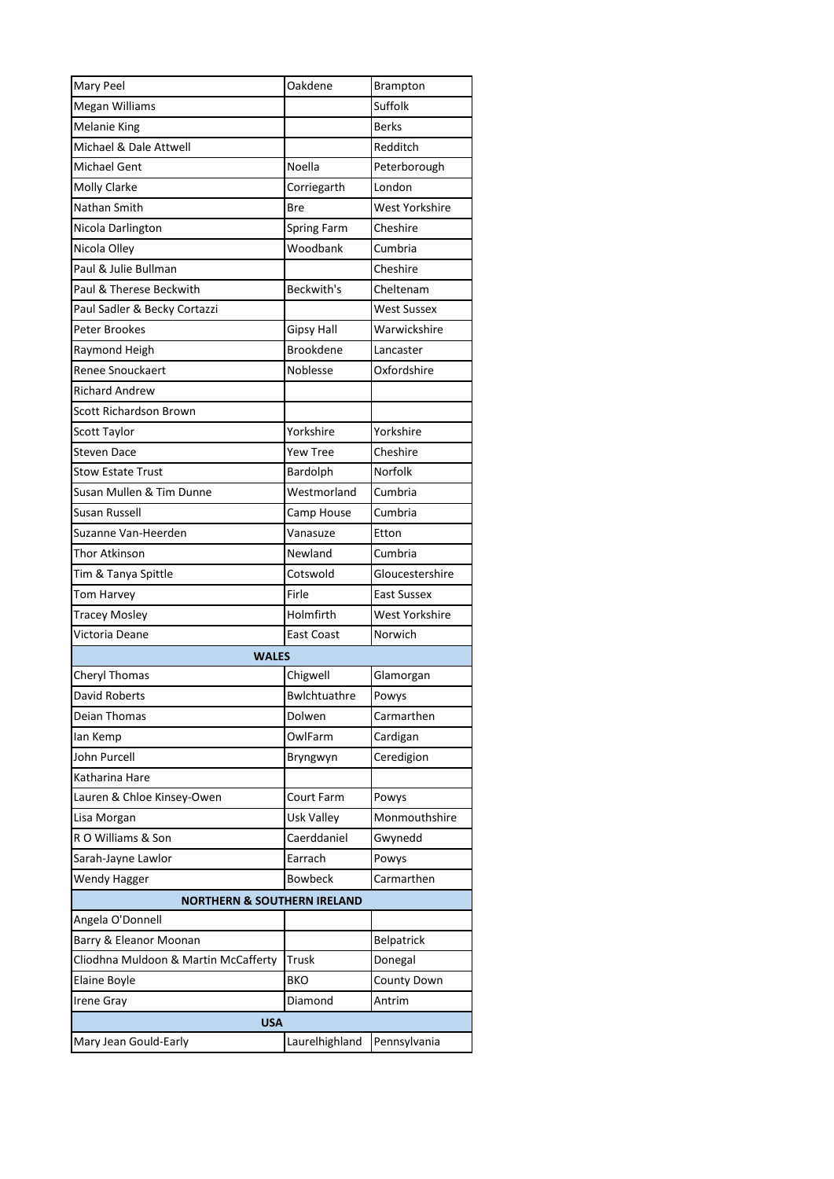| | | |
|---|---|---|
| Mary Peel | Oakdene | Brampton |
| Megan Williams | | Suffolk |
| Melanie King | | Berks |
| Michael & Dale Attwell | | Redditch |
| Michael Gent | Noella | Peterborough |
| Molly Clarke | Corriegarth | London |
| Nathan Smith | Bre | West Yorkshire |
| Nicola Darlington | Spring Farm | Cheshire |
| Nicola Olley | Woodbank | Cumbria |
| Paul & Julie Bullman | | Cheshire |
| Paul & Therese Beckwith | Beckwith's | Cheltenam |
| Paul Sadler & Becky Cortazzi | | West Sussex |
| Peter Brookes | Gipsy Hall | Warwickshire |
| Raymond Heigh | Brookdene | Lancaster |
| Renee Snouckaert | Noblesse | Oxfordshire |
| Richard Andrew | | |
| Scott Richardson Brown | | |
| Scott Taylor | Yorkshire | Yorkshire |
| Steven Dace | Yew Tree | Cheshire |
| Stow Estate Trust | Bardolph | Norfolk |
| Susan Mullen & Tim Dunne | Westmorland | Cumbria |
| Susan Russell | Camp House | Cumbria |
| Suzanne Van-Heerden | Vanasuze | Etton |
| Thor Atkinson | Newland | Cumbria |
| Tim & Tanya Spittle | Cotswold | Gloucestershire |
| Tom Harvey | Firle | East Sussex |
| Tracey Mosley | Holmfirth | West Yorkshire |
| Victoria Deane | East Coast | Norwich |
| **WALES** | | |
| Cheryl Thomas | Chigwell | Glamorgan |
| David Roberts | Bwlchtuathre | Powys |
| Deian Thomas | Dolwen | Carmarthen |
| Ian Kemp | OwlFarm | Cardigan |
| John Purcell | Bryngwyn | Ceredigion |
| Katharina Hare | | |
| Lauren & Chloe Kinsey-Owen | Court Farm | Powys |
| Lisa Morgan | Usk Valley | Monmouthshire |
| R O Williams & Son | Caerddaniel | Gwynedd |
| Sarah-Jayne Lawlor | Earrach | Powys |
| Wendy Hagger | Bowbeck | Carmarthen |
| **NORTHERN & SOUTHERN IRELAND** | | |
| Angela O'Donnell | | |
| Barry & Eleanor Moonan | | Belpatrick |
| Cliodhna Muldoon & Martin McCafferty | Trusk | Donegal |
| Elaine Boyle | BKO | County Down |
| Irene Gray | Diamond | Antrim |
| **USA** | | |
| Mary Jean Gould-Early | Laurelhighland | Pennsylvania |